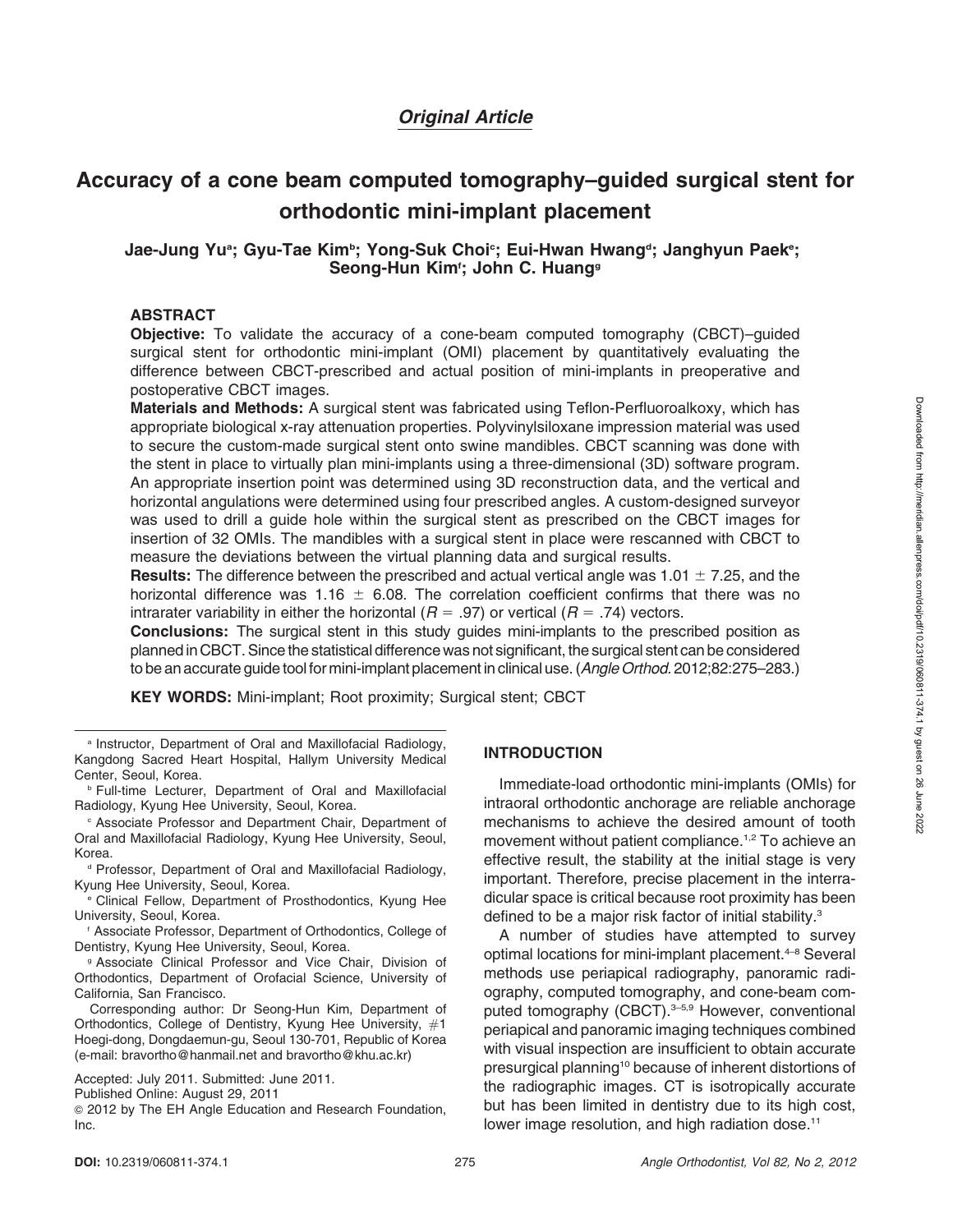*Original Article*

# Accuracy of a cone beam computed tomography–guided surgical stent for orthodontic mini-implant placement

**Jae-Jung Yu[a]; Gyu-Tae Kim[b]; Yong-Suk Choi[c]; Eui-Hwan Hwang[d]; Janghyun Paek[e]; Seong-Hun Kim[f]; John C. Huang[g]**

## ABSTRACT

**Objective:** To validate the accuracy of a cone-beam computed tomography (CBCT)–guided surgical stent for orthodontic mini-implant (OMI) placement by quantitatively evaluating the difference between CBCT-prescribed and actual position of mini-implants in preoperative and postoperative CBCT images.

**Materials and Methods:** A surgical stent was fabricated using Teflon-Perfluoroalkoxy, which has appropriate biological x-ray attenuation properties. Polyvinylsiloxane impression material was used to secure the custom-made surgical stent onto swine mandibles. CBCT scanning was done with the stent in place to virtually plan mini-implants using a three-dimensional (3D) software program. An appropriate insertion point was determined using 3D reconstruction data, and the vertical and horizontal angulations were determined using four prescribed angles. A custom-designed surveyor was used to drill a guide hole within the surgical stent as prescribed on the CBCT images for insertion of 32 OMIs. The mandibles with a surgical stent in place were rescanned with CBCT to measure the deviations between the virtual planning data and surgical results.

**Results:** The difference between the prescribed and actual vertical angle was $1.01 \pm 7.25$, and the horizontal difference was $1.16 \pm 6.08$. The correlation coefficient confirms that there was no intrarater variability in either the horizontal ($R = .97$) or vertical ($R = .74$) vectors.

**Conclusions:** The surgical stent in this study guides mini-implants to the prescribed position as planned in CBCT. Since the statistical difference was not significant, the surgical stent can be considered to be an accurate guide tool for mini-implant placement in clinical use. (*Angle Orthod.* 2012;82:275–283.)

**KEY WORDS:** Mini-implant; Root proximity; Surgical stent; CBCT

[a] Instructor, Department of Oral and Maxillofacial Radiology, Kangdong Sacred Heart Hospital, Hallym University Medical Center, Seoul, Korea.

[b] Full-time Lecturer, Department of Oral and Maxillofacial Radiology, Kyung Hee University, Seoul, Korea.

[c] Associate Professor and Department Chair, Department of Oral and Maxillofacial Radiology, Kyung Hee University, Seoul, Korea.

[d] Professor, Department of Oral and Maxillofacial Radiology, Kyung Hee University, Seoul, Korea.

[e] Clinical Fellow, Department of Prosthodontics, Kyung Hee University, Seoul, Korea.

[f] Associate Professor, Department of Orthodontics, College of Dentistry, Kyung Hee University, Seoul, Korea.

[g] Associate Clinical Professor and Vice Chair, Division of Orthodontics, Department of Orofacial Science, University of California, San Francisco.

Corresponding author: Dr Seong-Hun Kim, Department of Orthodontics, College of Dentistry, Kyung Hee University, #1 Hoegi-dong, Dongdaemun-gu, Seoul 130-701, Republic of Korea (e-mail: bravortho@hanmail.net and bravortho@khu.ac.kr)

Accepted: July 2011. Submitted: June 2011.

Published Online: August 29, 2011

© 2012 by The EH Angle Education and Research Foundation, Inc.

## INTRODUCTION

Immediate-load orthodontic mini-implants (OMIs) for intraoral orthodontic anchorage are reliable anchorage mechanisms to achieve the desired amount of tooth movement without patient compliance.[1,2] To achieve an effective result, the stability at the initial stage is very important. Therefore, precise placement in the interradicular space is critical because root proximity has been defined to be a major risk factor of initial stability.[3]

A number of studies have attempted to survey optimal locations for mini-implant placement.[4–8] Several methods use periapical radiography, panoramic radiography, computed tomography, and cone-beam computed tomography (CBCT).[3–5,9] However, conventional periapical and panoramic imaging techniques combined with visual inspection are insufficient to obtain accurate presurgical planning[10] because of inherent distortions of the radiographic images. CT is isotropically accurate but has been limited in dentistry due to its high cost, lower image resolution, and high radiation dose.[11]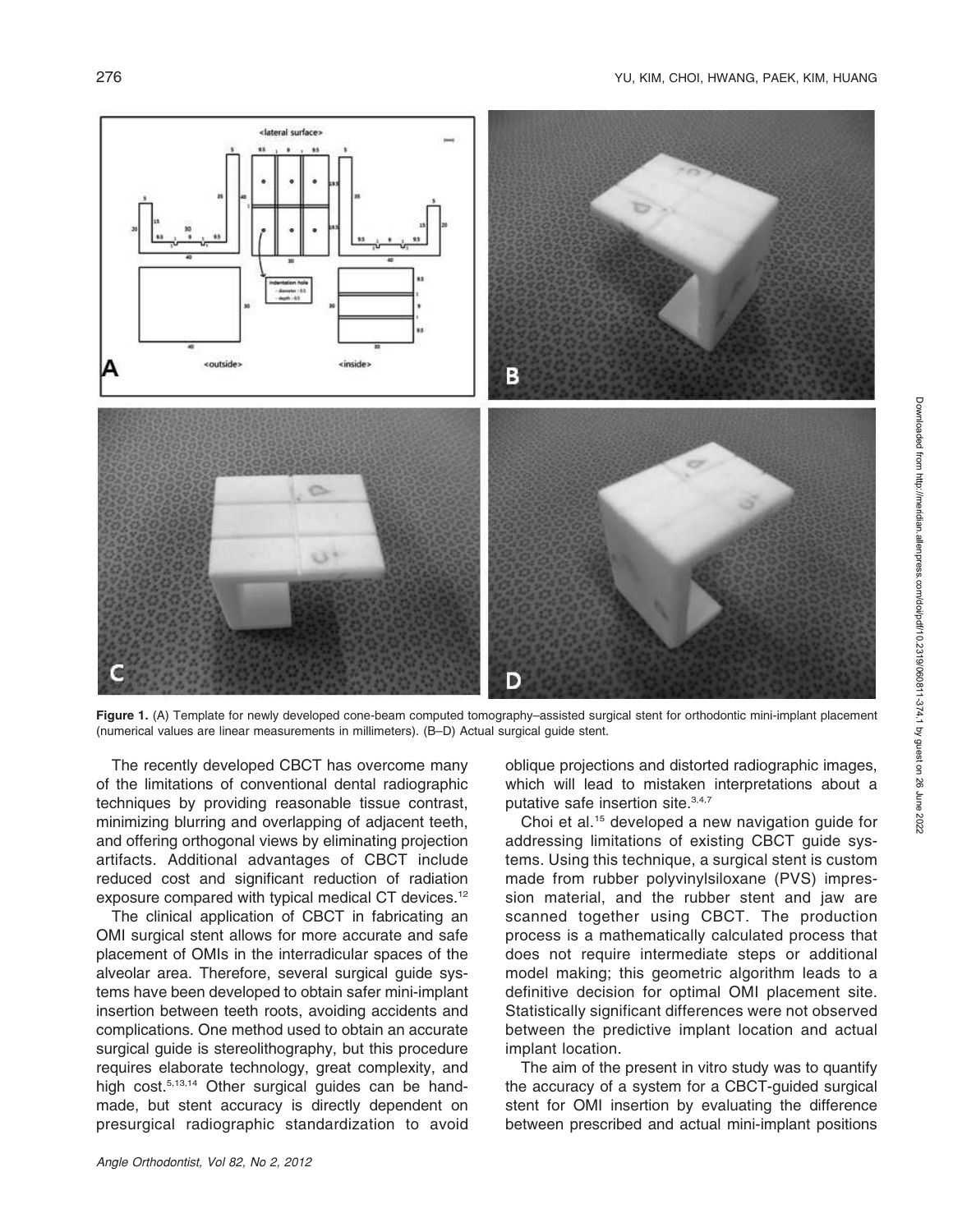**Figure 1.** (A) Template for newly developed cone-beam computed tomography–assisted surgical stent for orthodontic mini-implant placement (numerical values are linear measurements in millimeters). (B–D) Actual surgical guide stent.

The recently developed CBCT has overcome many of the limitations of conventional dental radiographic techniques by providing reasonable tissue contrast, minimizing blurring and overlapping of adjacent teeth, and offering orthogonal views by eliminating projection artifacts. Additional advantages of CBCT include reduced cost and significant reduction of radiation exposure compared with typical medical CT devices.[12]

The clinical application of CBCT in fabricating an OMI surgical stent allows for more accurate and safe placement of OMIs in the interradicular spaces of the alveolar area. Therefore, several surgical guide systems have been developed to obtain safer mini-implant insertion between teeth roots, avoiding accidents and complications. One method used to obtain an accurate surgical guide is stereolithography, but this procedure requires elaborate technology, great complexity, and high cost.[5,13,14] Other surgical guides can be handmade, but stent accuracy is directly dependent on presurgical radiographic standardization to avoid oblique projections and distorted radiographic images, which will lead to mistaken interpretations about a putative safe insertion site.[3,4,7]

Choi et al.[15] developed a new navigation guide for addressing limitations of existing CBCT guide systems. Using this technique, a surgical stent is custom made from rubber polyvinylsiloxane (PVS) impression material, and the rubber stent and jaw are scanned together using CBCT. The production process is a mathematically calculated process that does not require intermediate steps or additional model making; this geometric algorithm leads to a definitive decision for optimal OMI placement site. Statistically significant differences were not observed between the predictive implant location and actual implant location.

The aim of the present in vitro study was to quantify the accuracy of a system for a CBCT-guided surgical stent for OMI insertion by evaluating the difference between prescribed and actual mini-implant positions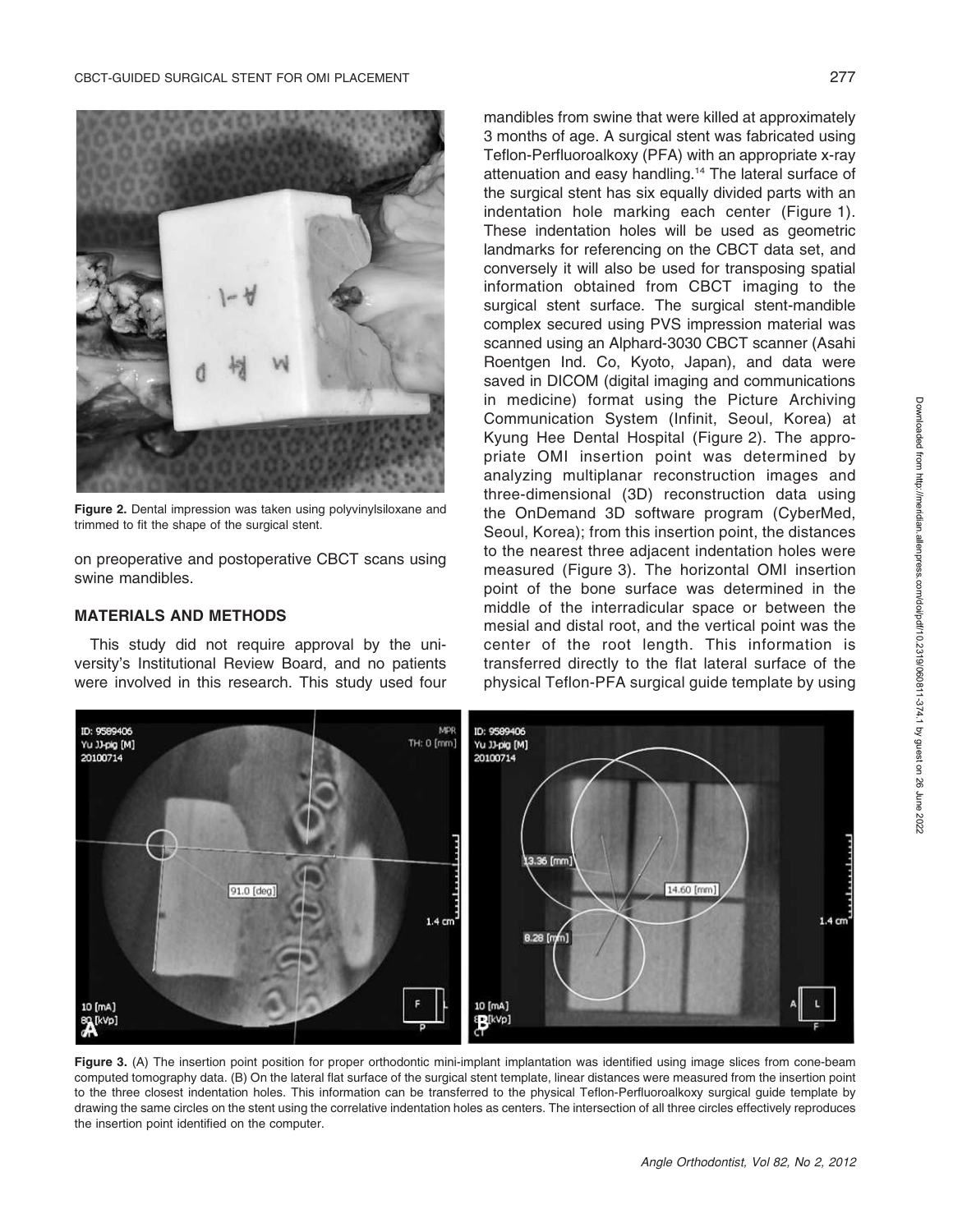Figure 2. Dental impression was taken using polyvinylsiloxane and trimmed to fit the shape of the surgical stent.

on preoperative and postoperative CBCT scans using swine mandibles.

## MATERIALS AND METHODS

This study did not require approval by the university's Institutional Review Board, and no patients were involved in this research. This study used four mandibles from swine that were killed at approximately 3 months of age. A surgical stent was fabricated using Teflon-Perfluoroalkoxy (PFA) with an appropriate x-ray attenuation and easy handling.[14] The lateral surface of the surgical stent has six equally divided parts with an indentation hole marking each center (Figure 1). These indentation holes will be used as geometric landmarks for referencing on the CBCT data set, and conversely it will also be used for transposing spatial information obtained from CBCT imaging to the surgical stent surface. The surgical stent-mandible complex secured using PVS impression material was scanned using an Alphard-3030 CBCT scanner (Asahi Roentgen Ind. Co, Kyoto, Japan), and data were saved in DICOM (digital imaging and communications in medicine) format using the Picture Archiving Communication System (Infinit, Seoul, Korea) at Kyung Hee Dental Hospital (Figure 2). The appropriate OMI insertion point was determined by analyzing multiplanar reconstruction images and three-dimensional (3D) reconstruction data using the OnDemand 3D software program (CyberMed, Seoul, Korea); from this insertion point, the distances to the nearest three adjacent indentation holes were measured (Figure 3). The horizontal OMI insertion point of the bone surface was determined in the middle of the interradicular space or between the mesial and distal root, and the vertical point was the center of the root length. This information is transferred directly to the flat lateral surface of the physical Teflon-PFA surgical guide template by using

Figure 3. (A) The insertion point position for proper orthodontic mini-implant implantation was identified using image slices from cone-beam computed tomography data. (B) On the lateral flat surface of the surgical stent template, linear distances were measured from the insertion point to the three closest indentation holes. This information can be transferred to the physical Teflon-Perfluoroalkoxy surgical guide template by drawing the same circles on the stent using the correlative indentation holes as centers. The intersection of all three circles effectively reproduces the insertion point identified on the computer.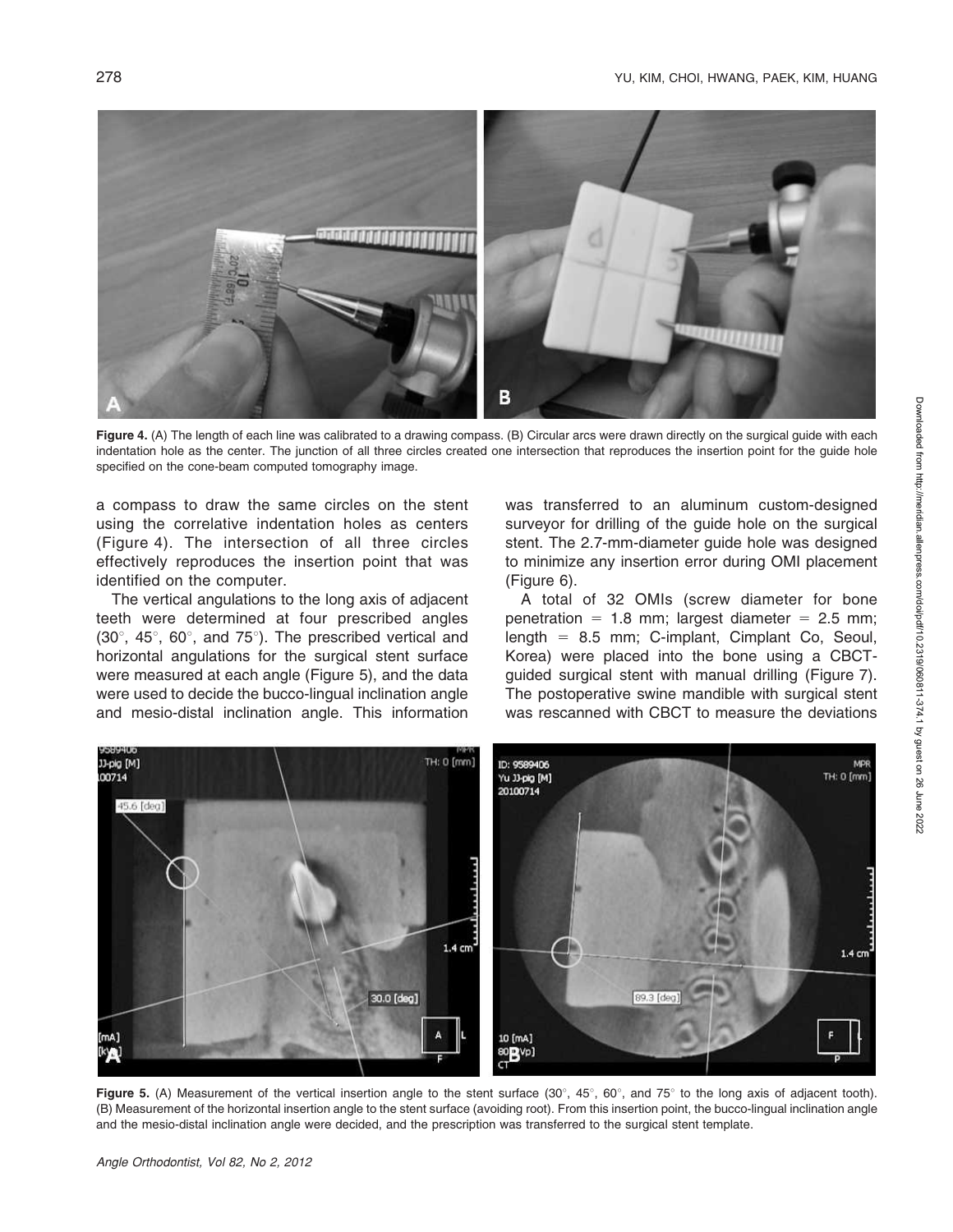**Figure 4.** (A) The length of each line was calibrated to a drawing compass. (B) Circular arcs were drawn directly on the surgical guide with each indentation hole as the center. The junction of all three circles created one intersection that reproduces the insertion point for the guide hole specified on the cone-beam computed tomography image.

a compass to draw the same circles on the stent using the correlative indentation holes as centers (Figure 4). The intersection of all three circles effectively reproduces the insertion point that was identified on the computer.

The vertical angulations to the long axis of adjacent teeth were determined at four prescribed angles (30°, 45°, 60°, and 75°). The prescribed vertical and horizontal angulations for the surgical stent surface were measured at each angle (Figure 5), and the data were used to decide the bucco-lingual inclination angle and mesio-distal inclination angle. This information was transferred to an aluminum custom-designed surveyor for drilling of the guide hole on the surgical stent. The 2.7-mm-diameter guide hole was designed to minimize any insertion error during OMI placement (Figure 6).

A total of 32 OMIs (screw diameter for bone penetration = 1.8 mm; largest diameter = 2.5 mm; length = 8.5 mm; C-implant, Cimplant Co, Seoul, Korea) were placed into the bone using a CBCT-guided surgical stent with manual drilling (Figure 7). The postoperative swine mandible with surgical stent was rescanned with CBCT to measure the deviations

**Figure 5.** (A) Measurement of the vertical insertion angle to the stent surface (30°, 45°, 60°, and 75° to the long axis of adjacent tooth). (B) Measurement of the horizontal insertion angle to the stent surface (avoiding root). From this insertion point, the bucco-lingual inclination angle and the mesio-distal inclination angle were decided, and the prescription was transferred to the surgical stent template.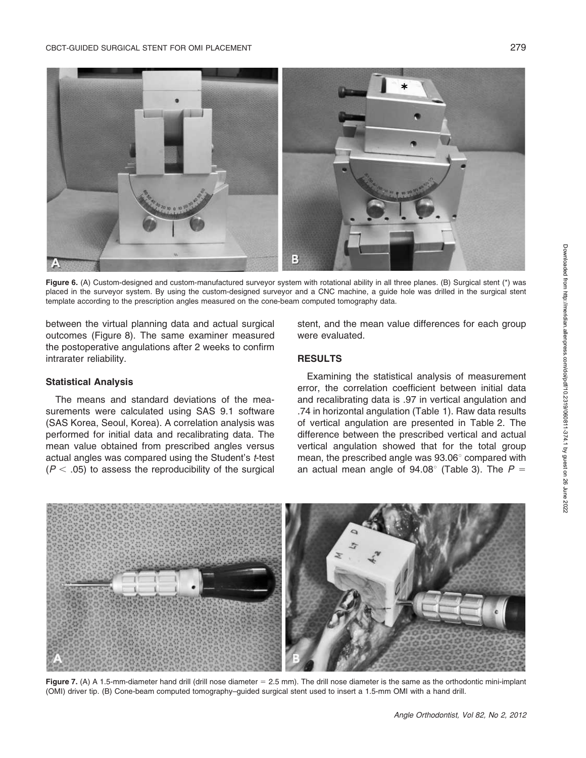Figure 6. (A) Custom-designed and custom-manufactured surveyor system with rotational ability in all three planes. (B) Surgical stent (*) was placed in the surveyor system. By using the custom-designed surveyor and a CNC machine, a guide hole was drilled in the surgical stent template according to the prescription angles measured on the cone-beam computed tomography data.

between the virtual planning data and actual surgical outcomes (Figure 8). The same examiner measured the postoperative angulations after 2 weeks to confirm intrarater reliability.

### Statistical Analysis

The means and standard deviations of the measurements were calculated using SAS 9.1 software (SAS Korea, Seoul, Korea). A correlation analysis was performed for initial data and recalibrating data. The mean value obtained from prescribed angles versus actual angles was compared using the Student's *t*-test ($P < .05$) to assess the reproducibility of the surgical stent, and the mean value differences for each group were evaluated.

## RESULTS

Examining the statistical analysis of measurement error, the correlation coefficient between initial data and recalibrating data is .97 in vertical angulation and .74 in horizontal angulation (Table 1). Raw data results of vertical angulation are presented in Table 2. The difference between the prescribed vertical and actual vertical angulation showed that for the total group mean, the prescribed angle was 93.06° compared with an actual mean angle of 94.08° (Table 3). The $P =$

Figure 7. (A) A 1.5-mm-diameter hand drill (drill nose diameter = 2.5 mm). The drill nose diameter is the same as the orthodontic mini-implant (OMI) driver tip. (B) Cone-beam computed tomography–guided surgical stent used to insert a 1.5-mm OMI with a hand drill.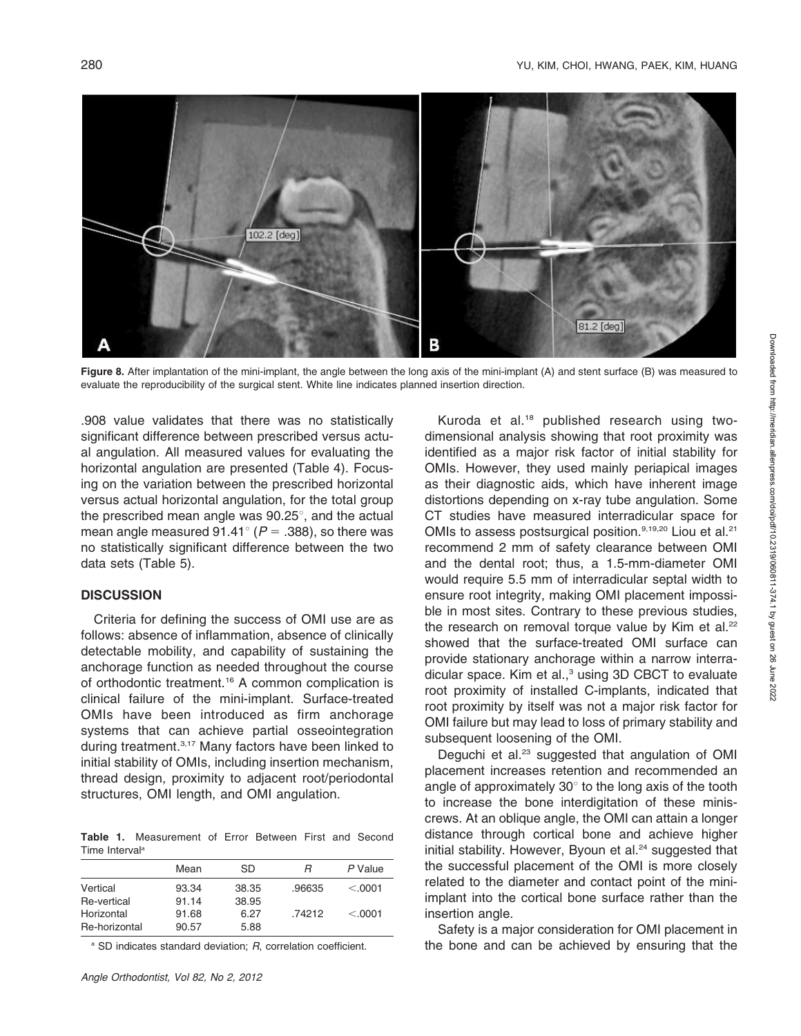**Figure 8.** After implantation of the mini-implant, the angle between the long axis of the mini-implant (A) and stent surface (B) was measured to evaluate the reproducibility of the surgical stent. White line indicates planned insertion direction.

.908 value validates that there was no statistically significant difference between prescribed versus actual angulation. All measured values for evaluating the horizontal angulation are presented (Table 4). Focusing on the variation between the prescribed horizontal versus actual horizontal angulation, for the total group the prescribed mean angle was 90.25°, and the actual mean angle measured 91.41° ($P = .388$), so there was no statistically significant difference between the two data sets (Table 5).

## DISCUSSION

Criteria for defining the success of OMI use are as follows: absence of inflammation, absence of clinically detectable mobility, and capability of sustaining the anchorage function as needed throughout the course of orthodontic treatment.[16] A common complication is clinical failure of the mini-implant. Surface-treated OMIs have been introduced as firm anchorage systems that can achieve partial osseointegration during treatment.[3,17] Many factors have been linked to initial stability of OMIs, including insertion mechanism, thread design, proximity to adjacent root/periodontal structures, OMI length, and OMI angulation.

**Table 1.** Measurement of Error Between First and Second Time Interval[a]

| | Mean | SD | *R* | *P* Value |
|---|---|---|---|---|
| Vertical | 93.34 | 38.35 | .96635 | <.0001 |
| Re-vertical | 91.14 | 38.95 | | |
| Horizontal | 91.68 | 6.27 | .74212 | <.0001 |
| Re-horizontal | 90.57 | 5.88 | | |

[a] SD indicates standard deviation; *R*, correlation coefficient.

Kuroda et al.[18] published research using two-dimensional analysis showing that root proximity was identified as a major risk factor of initial stability for OMIs. However, they used mainly periapical images as their diagnostic aids, which have inherent image distortions depending on x-ray tube angulation. Some CT studies have measured interradicular space for OMIs to assess postsurgical position.[9,19,20] Liou et al.[21] recommend 2 mm of safety clearance between OMI and the dental root; thus, a 1.5-mm-diameter OMI would require 5.5 mm of interradicular septal width to ensure root integrity, making OMI placement impossible in most sites. Contrary to these previous studies, the research on removal torque value by Kim et al.[22] showed that the surface-treated OMI surface can provide stationary anchorage within a narrow interradicular space. Kim et al.,[3] using 3D CBCT to evaluate root proximity of installed C-implants, indicated that root proximity by itself was not a major risk factor for OMI failure but may lead to loss of primary stability and subsequent loosening of the OMI.

Deguchi et al.[23] suggested that angulation of OMI placement increases retention and recommended an angle of approximately 30° to the long axis of the tooth to increase the bone interdigitation of these miniscrews. At an oblique angle, the OMI can attain a longer distance through cortical bone and achieve higher initial stability. However, Byoun et al.[24] suggested that the successful placement of the OMI is more closely related to the diameter and contact point of the mini-implant into the cortical bone surface rather than the insertion angle.

Safety is a major consideration for OMI placement in the bone and can be achieved by ensuring that the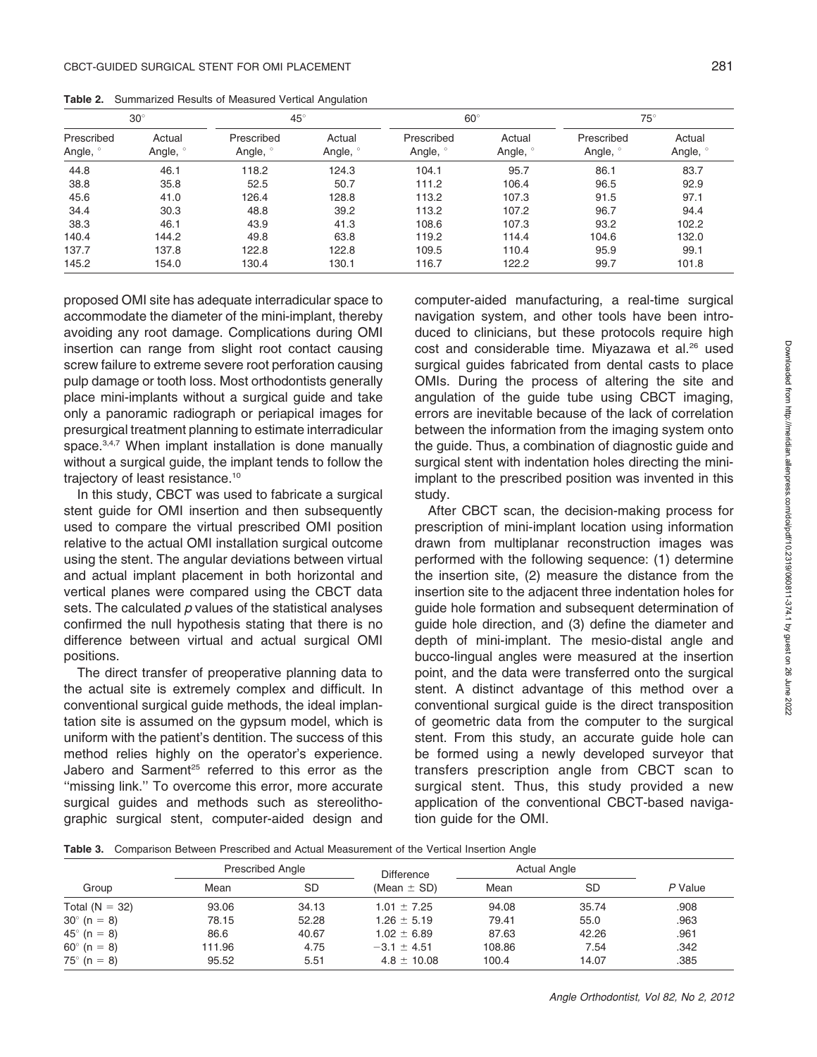**Table 2.** Summarized Results of Measured Vertical Angulation

| 30° | | 45° | | 60° | | 75° | |
|---|---|---|---|---|---|---|---|
| Prescribed Angle, ° | Actual Angle, ° | Prescribed Angle, ° | Actual Angle, ° | Prescribed Angle, ° | Actual Angle, ° | Prescribed Angle, ° | Actual Angle, ° |
| 44.8 | 46.1 | 118.2 | 124.3 | 104.1 | 95.7 | 86.1 | 83.7 |
| 38.8 | 35.8 | 52.5 | 50.7 | 111.2 | 106.4 | 96.5 | 92.9 |
| 45.6 | 41.0 | 126.4 | 128.8 | 113.2 | 107.3 | 91.5 | 97.1 |
| 34.4 | 30.3 | 48.8 | 39.2 | 113.2 | 107.2 | 96.7 | 94.4 |
| 38.3 | 46.1 | 43.9 | 41.3 | 108.6 | 107.3 | 93.2 | 102.2 |
| 140.4 | 144.2 | 49.8 | 63.8 | 119.2 | 114.4 | 104.6 | 132.0 |
| 137.7 | 137.8 | 122.8 | 122.8 | 109.5 | 110.4 | 95.9 | 99.1 |
| 145.2 | 154.0 | 130.4 | 130.1 | 116.7 | 122.2 | 99.7 | 101.8 |

proposed OMI site has adequate interradicular space to accommodate the diameter of the mini-implant, thereby avoiding any root damage. Complications during OMI insertion can range from slight root contact causing screw failure to extreme severe root perforation causing pulp damage or tooth loss. Most orthodontists generally place mini-implants without a surgical guide and take only a panoramic radiograph or periapical images for presurgical treatment planning to estimate interradicular space.[3,4,7] When implant installation is done manually without a surgical guide, the implant tends to follow the trajectory of least resistance.[10]

In this study, CBCT was used to fabricate a surgical stent guide for OMI insertion and then subsequently used to compare the virtual prescribed OMI position relative to the actual OMI installation surgical outcome using the stent. The angular deviations between virtual and actual implant placement in both horizontal and vertical planes were compared using the CBCT data sets. The calculated $p$ values of the statistical analyses confirmed the null hypothesis stating that there is no difference between virtual and actual surgical OMI positions.

The direct transfer of preoperative planning data to the actual site is extremely complex and difficult. In conventional surgical guide methods, the ideal implantation site is assumed on the gypsum model, which is uniform with the patient's dentition. The success of this method relies highly on the operator's experience. Jabero and Sarment[25] referred to this error as the "missing link." To overcome this error, more accurate surgical guides and methods such as stereolithographic surgical stent, computer-aided design and computer-aided manufacturing, a real-time surgical navigation system, and other tools have been introduced to clinicians, but these protocols require high cost and considerable time. Miyazawa et al.[26] used surgical guides fabricated from dental casts to place OMIs. During the process of altering the site and angulation of the guide tube using CBCT imaging, errors are inevitable because of the lack of correlation between the information from the imaging system onto the guide. Thus, a combination of diagnostic guide and surgical stent with indentation holes directing the mini-implant to the prescribed position was invented in this study.

After CBCT scan, the decision-making process for prescription of mini-implant location using information drawn from multiplanar reconstruction images was performed with the following sequence: (1) determine the insertion site, (2) measure the distance from the insertion site to the adjacent three indentation holes for guide hole formation and subsequent determination of guide hole direction, and (3) define the diameter and depth of mini-implant. The mesio-distal angle and bucco-lingual angles were measured at the insertion point, and the data were transferred onto the surgical stent. A distinct advantage of this method over a conventional surgical guide is the direct transposition of geometric data from the computer to the surgical stent. From this study, an accurate guide hole can be formed using a newly developed surveyor that transfers prescription angle from CBCT scan to surgical stent. Thus, this study provided a new application of the conventional CBCT-based navigation guide for the OMI.

**Table 3.** Comparison Between Prescribed and Actual Measurement of the Vertical Insertion Angle

| Group | Prescribed Angle | | Difference | Actual Angle | | $P$ Value |
|---|---|---|---|---|---|---|
| | Mean | SD | (Mean ± SD) | Mean | SD | |
| Total (N = 32) | 93.06 | 34.13 | 1.01 ± 7.25 | 94.08 | 35.74 | .908 |
| 30° (n = 8) | 78.15 | 52.28 | 1.26 ± 5.19 | 79.41 | 55.0 | .963 |
| 45° (n = 8) | 86.6 | 40.67 | 1.02 ± 6.89 | 87.63 | 42.26 | .961 |
| 60° (n = 8) | 111.96 | 4.75 | −3.1 ± 4.51 | 108.86 | 7.54 | .342 |
| 75° (n = 8) | 95.52 | 5.51 | 4.8 ± 10.08 | 100.4 | 14.07 | .385 |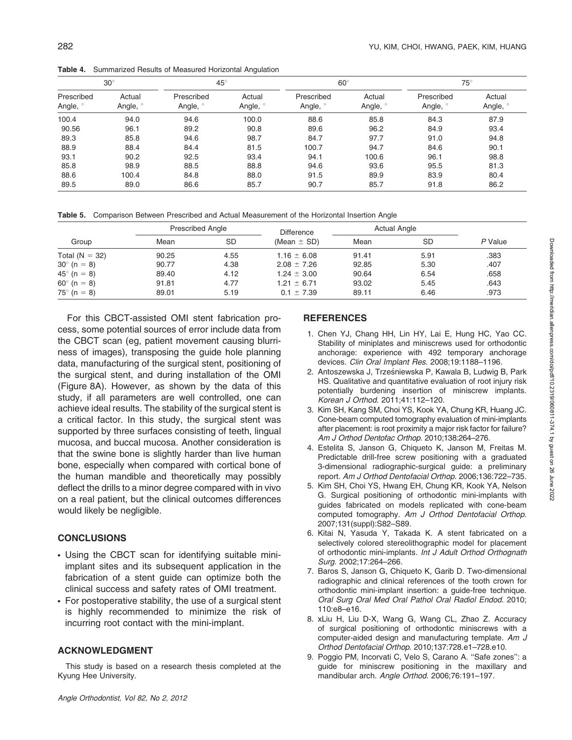**Table 4.** Summarized Results of Measured Horizontal Angulation

| 30° | | 45° | | 60° | | 75° | |
|---|---|---|---|---|---|---|---|
| Prescribed Angle, ° | Actual Angle, ° | Prescribed Angle, ° | Actual Angle, ° | Prescribed Angle, ° | Actual Angle, ° | Prescribed Angle, ° | Actual Angle, ° |
| 100.4 | 94.0 | 94.6 | 100.0 | 88.6 | 85.8 | 84.3 | 87.9 |
| 90.56 | 96.1 | 89.2 | 90.8 | 89.6 | 96.2 | 84.9 | 93.4 |
| 89.3 | 85.8 | 94.6 | 98.7 | 84.7 | 97.7 | 91.0 | 94.8 |
| 88.9 | 88.4 | 84.4 | 81.5 | 100.7 | 94.7 | 84.6 | 90.1 |
| 93.1 | 90.2 | 92.5 | 93.4 | 94.1 | 100.6 | 96.1 | 98.8 |
| 85.8 | 98.9 | 88.5 | 88.8 | 94.6 | 93.6 | 95.5 | 81.3 |
| 88.6 | 100.4 | 84.8 | 88.0 | 91.5 | 89.9 | 83.9 | 80.4 |
| 89.5 | 89.0 | 86.6 | 85.7 | 90.7 | 85.7 | 91.8 | 86.2 |

**Table 5.** Comparison Between Prescribed and Actual Measurement of the Horizontal Insertion Angle

| Group | Prescribed Angle | | Difference | Actual Angle | | *P* Value |
|---|---|---|---|---|---|---|
| | Mean | SD | (Mean ± SD) | Mean | SD | |
| Total (N = 32) | 90.25 | 4.55 | 1.16 ± 6.08 | 91.41 | 5.91 | .383 |
| 30° (n = 8) | 90.77 | 4.38 | 2.08 ± 7.26 | 92.85 | 5.30 | .407 |
| 45° (n = 8) | 89.40 | 4.12 | 1.24 ± 3.00 | 90.64 | 6.54 | .658 |
| 60° (n = 8) | 91.81 | 4.77 | 1.21 ± 6.71 | 93.02 | 5.45 | .643 |
| 75° (n = 8) | 89.01 | 5.19 | 0.1 ± 7.39 | 89.11 | 6.46 | .973 |

For this CBCT-assisted OMI stent fabrication process, some potential sources of error include data from the CBCT scan (eg, patient movement causing blurriness of images), transposing the guide hole planning data, manufacturing of the surgical stent, positioning of the surgical stent, and during installation of the OMI (Figure 8A). However, as shown by the data of this study, if all parameters are well controlled, one can achieve ideal results. The stability of the surgical stent is a critical factor. In this study, the surgical stent was supported by three surfaces consisting of teeth, lingual mucosa, and buccal mucosa. Another consideration is that the swine bone is slightly harder than live human bone, especially when compared with cortical bone of the human mandible and theoretically may possibly deflect the drills to a minor degree compared with in vivo on a real patient, but the clinical outcomes differences would likely be negligible.

## CONCLUSIONS

- Using the CBCT scan for identifying suitable mini-implant sites and its subsequent application in the fabrication of a stent guide can optimize both the clinical success and safety rates of OMI treatment.
- For postoperative stability, the use of a surgical stent is highly recommended to minimize the risk of incurring root contact with the mini-implant.

## ACKNOWLEDGMENT

This study is based on a research thesis completed at the Kyung Hee University.

## REFERENCES

1. Chen YJ, Chang HH, Lin HY, Lai E, Hung HC, Yao CC. Stability of miniplates and miniscrews used for orthodontic anchorage: experience with 492 temporary anchorage devices. *Clin Oral Implant Res*. 2008;19:1188–1196.
2. Antoszewska J, Trześniewska P, Kawala B, Ludwig B, Park HS. Qualitative and quantitative evaluation of root injury risk potentially burdening insertion of miniscrew implants. *Korean J Orthod*. 2011;41:112–120.
3. Kim SH, Kang SM, Choi YS, Kook YA, Chung KR, Huang JC. Cone-beam computed tomography evaluation of mini-implants after placement: is root proximity a major risk factor for failure? *Am J Orthod Dentofac Orthop*. 2010;138:264–276.
4. Estelita S, Janson G, Chiqueto K, Janson M, Freitas M. Predictable drill-free screw positioning with a graduated 3-dimensional radiographic-surgical guide: a preliminary report. *Am J Orthod Dentofacial Orthop*. 2006;136:722–735.
5. Kim SH, Choi YS, Hwang EH, Chung KR, Kook YA, Nelson G. Surgical positioning of orthodontic mini-implants with guides fabricated on models replicated with cone-beam computed tomography. *Am J Orthod Dentofacial Orthop*. 2007;131(suppl):S82–S89.
6. Kitai N, Yasuda Y, Takada K. A stent fabricated on a selectively colored stereolithographic model for placement of orthodontic mini-implants. *Int J Adult Orthod Orthognath Surg*. 2002;17:264–266.
7. Baros S, Janson G, Chiqueto K, Garib D. Two-dimensional radiographic and clinical references of the tooth crown for orthodontic mini-implant insertion: a guide-free technique. *Oral Surg Oral Med Oral Pathol Oral Radiol Endod*. 2010; 110:e8–e16.
8. xLiu H, Liu D-X, Wang G, Wang CL, Zhao Z. Accuracy of surgical positioning of orthodontic miniscrews with a computer-aided design and manufacturing template. *Am J Orthod Dentofacial Orthop*. 2010;137:728.e1–728.e10.
9. Poggio PM, Incorvati C, Velo S, Carano A. ''Safe zones'': a guide for miniscrew positioning in the maxillary and mandibular arch. *Angle Orthod*. 2006;76:191–197.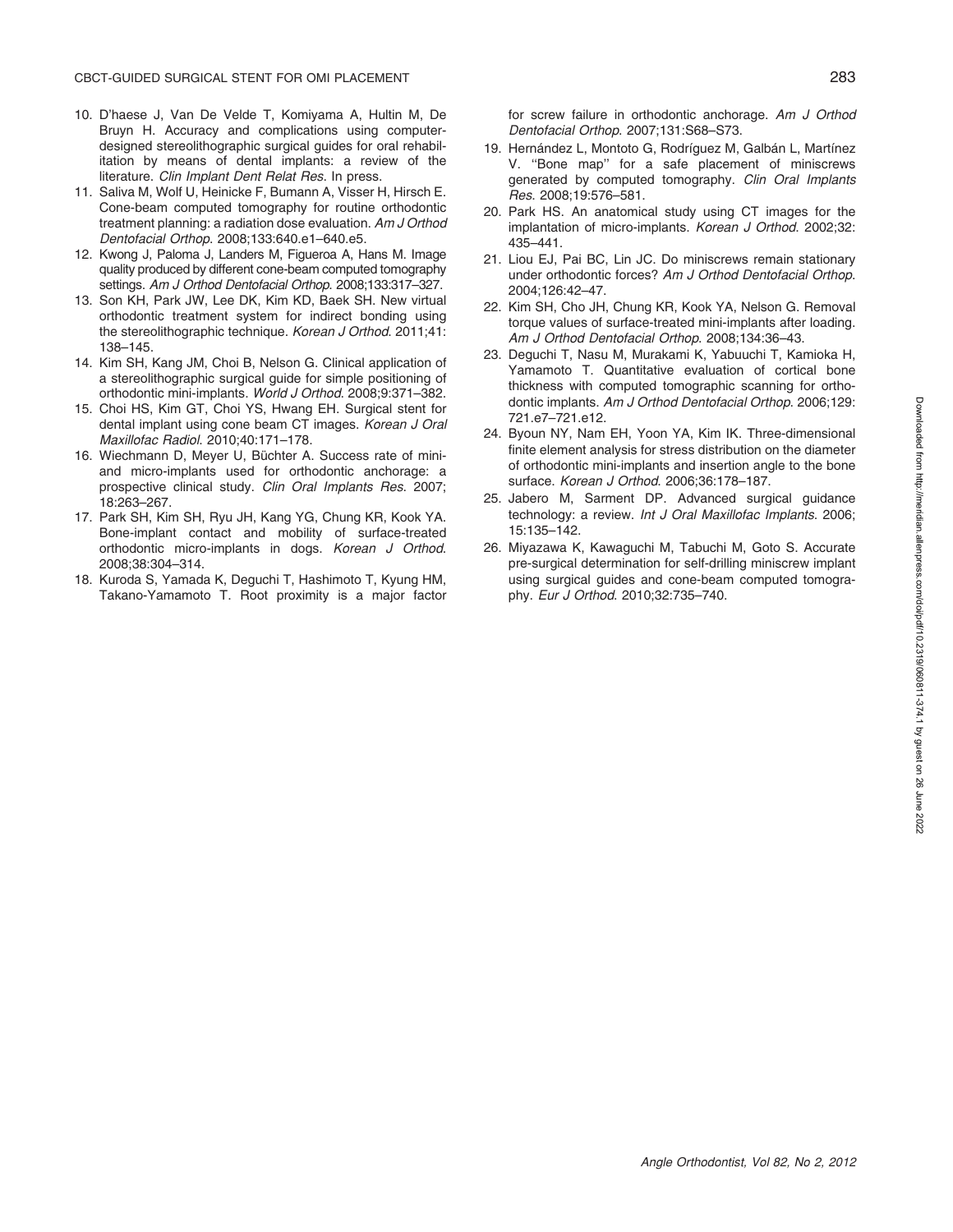10. D'haese J, Van De Velde T, Komiyama A, Hultin M, De Bruyn H. Accuracy and complications using computer-designed stereolithographic surgical guides for oral rehabilitation by means of dental implants: a review of the literature. *Clin Implant Dent Relat Res*. In press.
11. Saliva M, Wolf U, Heinicke F, Bumann A, Visser H, Hirsch E. Cone-beam computed tomography for routine orthodontic treatment planning: a radiation dose evaluation. *Am J Orthod Dentofacial Orthop*. 2008;133:640.e1–640.e5.
12. Kwong J, Paloma J, Landers M, Figueroa A, Hans M. Image quality produced by different cone-beam computed tomography settings. *Am J Orthod Dentofacial Orthop*. 2008;133:317–327.
13. Son KH, Park JW, Lee DK, Kim KD, Baek SH. New virtual orthodontic treatment system for indirect bonding using the stereolithographic technique. *Korean J Orthod*. 2011;41: 138–145.
14. Kim SH, Kang JM, Choi B, Nelson G. Clinical application of a stereolithographic surgical guide for simple positioning of orthodontic mini-implants. *World J Orthod*. 2008;9:371–382.
15. Choi HS, Kim GT, Choi YS, Hwang EH. Surgical stent for dental implant using cone beam CT images. *Korean J Oral Maxillofac Radiol*. 2010;40:171–178.
16. Wiechmann D, Meyer U, Büchter A. Success rate of mini- and micro-implants used for orthodontic anchorage: a prospective clinical study. *Clin Oral Implants Res*. 2007; 18:263–267.
17. Park SH, Kim SH, Ryu JH, Kang YG, Chung KR, Kook YA. Bone-implant contact and mobility of surface-treated orthodontic micro-implants in dogs. *Korean J Orthod*. 2008;38:304–314.
18. Kuroda S, Yamada K, Deguchi T, Hashimoto T, Kyung HM, Takano-Yamamoto T. Root proximity is a major factor for screw failure in orthodontic anchorage. *Am J Orthod Dentofacial Orthop*. 2007;131:S68–S73.
19. Hernández L, Montoto G, Rodríguez M, Galbán L, Martínez V. "Bone map" for a safe placement of miniscrews generated by computed tomography. *Clin Oral Implants Res*. 2008;19:576–581.
20. Park HS. An anatomical study using CT images for the implantation of micro-implants. *Korean J Orthod*. 2002;32: 435–441.
21. Liou EJ, Pai BC, Lin JC. Do miniscrews remain stationary under orthodontic forces? *Am J Orthod Dentofacial Orthop*. 2004;126:42–47.
22. Kim SH, Cho JH, Chung KR, Kook YA, Nelson G. Removal torque values of surface-treated mini-implants after loading. *Am J Orthod Dentofacial Orthop*. 2008;134:36–43.
23. Deguchi T, Nasu M, Murakami K, Yabuuchi T, Kamioka H, Yamamoto T. Quantitative evaluation of cortical bone thickness with computed tomographic scanning for orthodontic implants. *Am J Orthod Dentofacial Orthop*. 2006;129: 721.e7–721.e12.
24. Byoun NY, Nam EH, Yoon YA, Kim IK. Three-dimensional finite element analysis for stress distribution on the diameter of orthodontic mini-implants and insertion angle to the bone surface. *Korean J Orthod*. 2006;36:178–187.
25. Jabero M, Sarment DP. Advanced surgical guidance technology: a review. *Int J Oral Maxillofac Implants*. 2006; 15:135–142.
26. Miyazawa K, Kawaguchi M, Tabuchi M, Goto S. Accurate pre-surgical determination for self-drilling miniscrew implant using surgical guides and cone-beam computed tomography. *Eur J Orthod*. 2010;32:735–740.